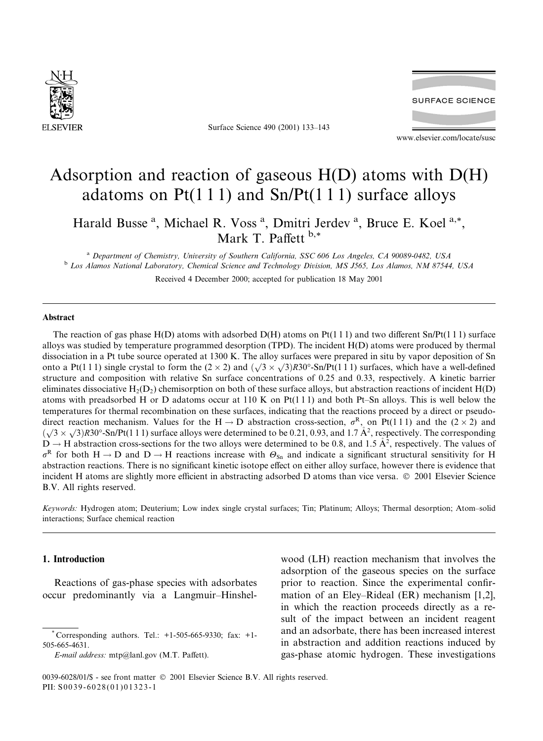# Adsorption and reaction of gaseous H(D) atoms with D(H) adatoms on Pt(1 1 1) and Sn/Pt(1 1 1) surface alloys

Harald Busse [a], Michael R. Voss [a], Dmitri Jerdev [a], Bruce E. Koel [a,*], Mark T. Paffett [b,*]

[a] Department of Chemistry, University of Southern California, SSC 606 Los Angeles, CA 90089-0482, USA

[b] Los Alamos National Laboratory, Chemical Science and Technology Division, MS J565, Los Alamos, NM 87544, USA

Received 4 December 2000; accepted for publication 18 May 2001

## Abstract

The reaction of gas phase H(D) atoms with adsorbed D(H) atoms on Pt(1 1 1) and two different Sn/Pt(1 1 1) surface alloys was studied by temperature programmed desorption (TPD). The incident H(D) atoms were produced by thermal dissociation in a Pt tube source operated at 1300 K. The alloy surfaces were prepared in situ by vapor deposition of Sn onto a Pt(1 1 1) single crystal to form the $(2 \times 2)$ and $(\sqrt{3} \times \sqrt{3})R30°$-Sn/Pt(1 1 1) surfaces, which have a well-defined structure and composition with relative Sn surface concentrations of 0.25 and 0.33, respectively. A kinetic barrier eliminates dissociative $H_2(D_2)$ chemisorption on both of these surface alloys, but abstraction reactions of incident H(D) atoms with preadsorbed H or D adatoms occur at 110 K on Pt(1 1 1) and both Pt–Sn alloys. This is well below the temperatures for thermal recombination on these surfaces, indicating that the reactions proceed by a direct or pseudo-direct reaction mechanism. Values for the H → D abstraction cross-section, $\sigma^R$, on Pt(1 1 1) and the $(2 \times 2)$ and $(\sqrt{3} \times \sqrt{3})R30°$-Sn/Pt(1 1 1) surface alloys were determined to be 0.21, 0.93, and 1.7 Å$^2$, respectively. The corresponding D → H abstraction cross-sections for the two alloys were determined to be 0.8, and 1.5 Å$^2$, respectively. The values of $\sigma^R$ for both H → D and D → H reactions increase with $\Theta_{Sn}$ and indicate a significant structural sensitivity for H abstraction reactions. There is no significant kinetic isotope effect on either alloy surface, however there is evidence that incident H atoms are slightly more efficient in abstracting adsorbed D atoms than vice versa. © 2001 Elsevier Science B.V. All rights reserved.

*Keywords:* Hydrogen atom; Deuterium; Low index single crystal surfaces; Tin; Platinum; Alloys; Thermal desorption; Atom–solid interactions; Surface chemical reaction

## 1. Introduction

Reactions of gas-phase species with adsorbates occur predominantly via a Langmuir–Hinshelwood (LH) reaction mechanism that involves the adsorption of the gaseous species on the surface prior to reaction. Since the experimental confirmation of an Eley–Rideal (ER) mechanism [1,2], in which the reaction proceeds directly as a result of the impact between an incident reagent and an adsorbate, there has been increased interest in abstraction and addition reactions induced by gas-phase atomic hydrogen. These investigations

\* Corresponding authors. Tel.: +1-505-665-9330; fax: +1-505-665-4631.

*E-mail address:* mtp@lanl.gov (M.T. Paffett).

0039-6028/01/$ - see front matter © 2001 Elsevier Science B.V. All rights reserved.
PII: S0039-6028(01)01323-1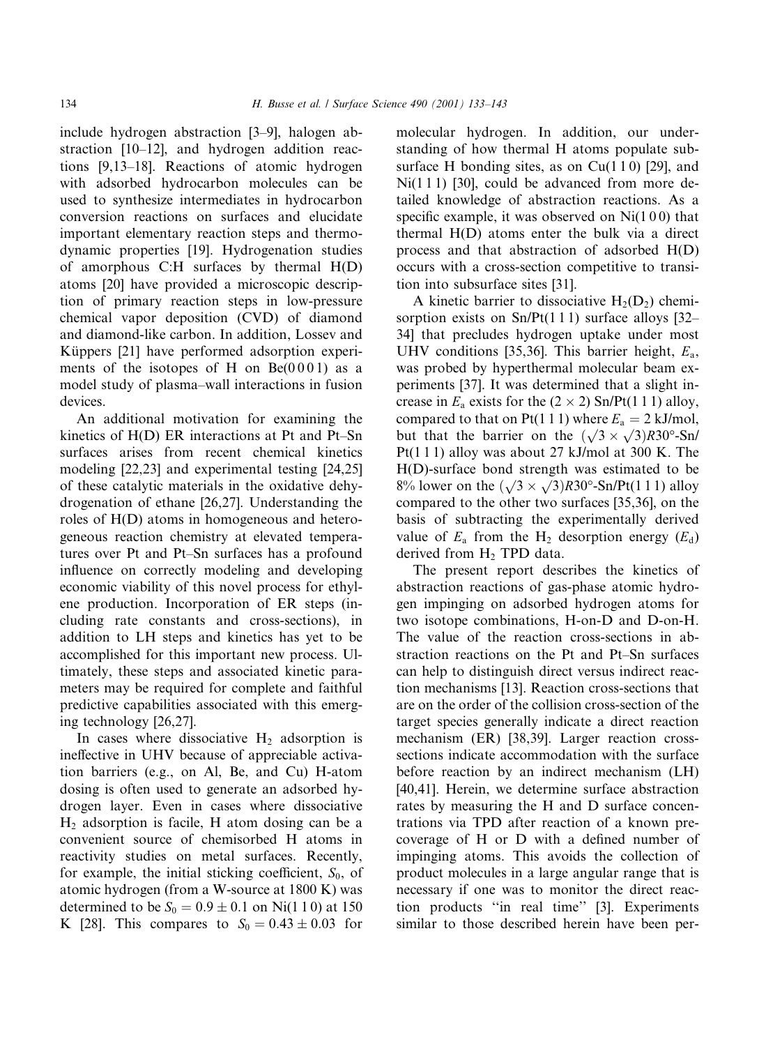include hydrogen abstraction [3–9], halogen abstraction [10–12], and hydrogen addition reactions [9,13–18]. Reactions of atomic hydrogen with adsorbed hydrocarbon molecules can be used to synthesize intermediates in hydrocarbon conversion reactions on surfaces and elucidate important elementary reaction steps and thermodynamic properties [19]. Hydrogenation studies of amorphous C:H surfaces by thermal H(D) atoms [20] have provided a microscopic description of primary reaction steps in low-pressure chemical vapor deposition (CVD) of diamond and diamond-like carbon. In addition, Lossev and Küppers [21] have performed adsorption experiments of the isotopes of H on Be(0 0 0 1) as a model study of plasma–wall interactions in fusion devices.

An additional motivation for examining the kinetics of H(D) ER interactions at Pt and Pt–Sn surfaces arises from recent chemical kinetics modeling [22,23] and experimental testing [24,25] of these catalytic materials in the oxidative dehydrogenation of ethane [26,27]. Understanding the roles of H(D) atoms in homogeneous and heterogeneous reaction chemistry at elevated temperatures over Pt and Pt–Sn surfaces has a profound influence on correctly modeling and developing economic viability of this novel process for ethylene production. Incorporation of ER steps (including rate constants and cross-sections), in addition to LH steps and kinetics has yet to be accomplished for this important new process. Ultimately, these steps and associated kinetic parameters may be required for complete and faithful predictive capabilities associated with this emerging technology [26,27].

In cases where dissociative $H_2$ adsorption is ineffective in UHV because of appreciable activation barriers (e.g., on Al, Be, and Cu) H-atom dosing is often used to generate an adsorbed hydrogen layer. Even in cases where dissociative $H_2$ adsorption is facile, H atom dosing can be a convenient source of chemisorbed H atoms in reactivity studies on metal surfaces. Recently, for example, the initial sticking coefficient, $S_0$, of atomic hydrogen (from a W-source at 1800 K) was determined to be $S_0 = 0.9 \pm 0.1$ on Ni(1 1 0) at 150 K [28]. This compares to $S_0 = 0.43 \pm 0.03$ for molecular hydrogen. In addition, our understanding of how thermal H atoms populate subsurface H bonding sites, as on Cu(1 1 0) [29], and Ni(1 1 1) [30], could be advanced from more detailed knowledge of abstraction reactions. As a specific example, it was observed on Ni(1 0 0) that thermal H(D) atoms enter the bulk via a direct process and that abstraction of adsorbed H(D) occurs with a cross-section competitive to transition into subsurface sites [31].

A kinetic barrier to dissociative $H_2(D_2)$ chemisorption exists on Sn/Pt(1 1 1) surface alloys [32–34] that precludes hydrogen uptake under most UHV conditions [35,36]. This barrier height, $E_a$, was probed by hyperthermal molecular beam experiments [37]. It was determined that a slight increase in $E_a$ exists for the $(2 \times 2)$ Sn/Pt(1 1 1) alloy, compared to that on Pt(1 1 1) where $E_a = 2$ kJ/mol, but that the barrier on the $(\sqrt{3} \times \sqrt{3})R30°$-Sn/Pt(1 1 1) alloy was about 27 kJ/mol at 300 K. The H(D)-surface bond strength was estimated to be 8% lower on the $(\sqrt{3} \times \sqrt{3})R30°$-Sn/Pt(1 1 1) alloy compared to the other two surfaces [35,36], on the basis of subtracting the experimentally derived value of $E_a$ from the $H_2$ desorption energy ($E_d$) derived from $H_2$ TPD data.

The present report describes the kinetics of abstraction reactions of gas-phase atomic hydrogen impinging on adsorbed hydrogen atoms for two isotope combinations, H-on-D and D-on-H. The value of the reaction cross-sections in abstraction reactions on the Pt and Pt–Sn surfaces can help to distinguish direct versus indirect reaction mechanisms [13]. Reaction cross-sections that are on the order of the collision cross-section of the target species generally indicate a direct reaction mechanism (ER) [38,39]. Larger reaction cross-sections indicate accommodation with the surface before reaction by an indirect mechanism (LH) [40,41]. Herein, we determine surface abstraction rates by measuring the H and D surface concentrations via TPD after reaction of a known precoverage of H or D with a defined number of impinging atoms. This avoids the collection of product molecules in a large angular range that is necessary if one was to monitor the direct reaction products "in real time" [3]. Experiments similar to those described herein have been per-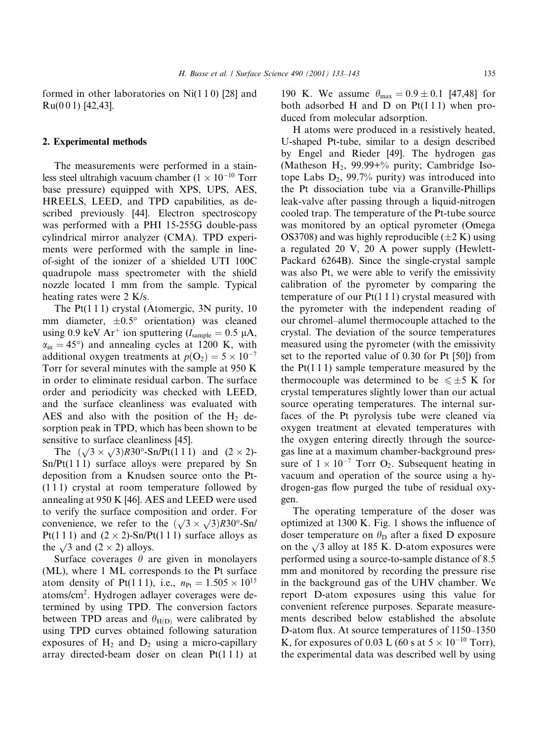formed in other laboratories on Ni(1 1 0) [28] and Ru(0 0 1) [42,43].

## 2. Experimental methods

The measurements were performed in a stainless steel ultrahigh vacuum chamber ($1 \times 10^{-10}$ Torr base pressure) equipped with XPS, UPS, AES, HREELS, LEED, and TPD capabilities, as described previously [44]. Electron spectroscopy was performed with a PHI 15-255G double-pass cylindrical mirror analyzer (CMA). TPD experiments were performed with the sample in line-of-sight of the ionizer of a shielded UTI 100C quadrupole mass spectrometer with the shield nozzle located 1 mm from the sample. Typical heating rates were 2 K/s.

The Pt(1 1 1) crystal (Atomergic, 3N purity, 10 mm diameter, $\pm 0.5°$ orientation) was cleaned using 0.9 keV $Ar^+$ ion sputtering ($I_{sample} = 0.5$ μA, $\alpha_{in} = 45°$) and annealing cycles at 1200 K, with additional oxygen treatments at $p(O_2) = 5 \times 10^{-7}$ Torr for several minutes with the sample at 950 K in order to eliminate residual carbon. The surface order and periodicity was checked with LEED, and the surface cleanliness was evaluated with AES and also with the position of the $H_2$ desorption peak in TPD, which has been shown to be sensitive to surface cleanliness [45].

The $(\sqrt{3} \times \sqrt{3})R30°$-Sn/Pt(1 1 1) and $(2 \times 2)$-Sn/Pt(1 1 1) surface alloys were prepared by Sn deposition from a Knudsen source onto the Pt-(1 1 1) crystal at room temperature followed by annealing at 950 K [46]. AES and LEED were used to verify the surface composition and order. For convenience, we refer to the $(\sqrt{3} \times \sqrt{3})R30°$-Sn/Pt(1 1 1) and $(2 \times 2)$-Sn/Pt(1 1 1) surface alloys as the $\sqrt{3}$ and $(2 \times 2)$ alloys.

Surface coverages $\theta$ are given in monolayers (ML), where 1 ML corresponds to the Pt surface atom density of Pt(1 1 1), i.e., $n_{Pt} = 1.505 \times 10^{15}$ atoms/cm$^2$. Hydrogen adlayer coverages were determined by using TPD. The conversion factors between TPD areas and $\theta_{H(D)}$ were calibrated by using TPD curves obtained following saturation exposures of $H_2$ and $D_2$ using a micro-capillary array directed-beam doser on clean Pt(1 1 1) at 190 K. We assume $\theta_{max} = 0.9 \pm 0.1$ [47,48] for both adsorbed H and D on Pt(1 1 1) when produced from molecular adsorption.

H atoms were produced in a resistively heated, U-shaped Pt-tube, similar to a design described by Engel and Rieder [49]. The hydrogen gas (Matheson $H_2$, 99.99+% purity; Cambridge Isotope Labs $D_2$, 99.7% purity) was introduced into the Pt dissociation tube via a Granville-Phillips leak-valve after passing through a liquid-nitrogen cooled trap. The temperature of the Pt-tube source was monitored by an optical pyrometer (Omega OS3708) and was highly reproducible ($\pm 2$ K) using a regulated 20 V, 20 A power supply (Hewlett-Packard 6264B). Since the single-crystal sample was also Pt, we were able to verify the emissivity calibration of the pyrometer by comparing the temperature of our Pt(1 1 1) crystal measured with the pyrometer with the independent reading of our chromel–alumel thermocouple attached to the crystal. The deviation of the source temperatures measured using the pyrometer (with the emissivity set to the reported value of 0.30 for Pt [50]) from the Pt(1 1 1) sample temperature measured by the thermocouple was determined to be $\leqslant \pm 5$ K for crystal temperatures slightly lower than our actual source operating temperatures. The internal surfaces of the Pt pyrolysis tube were cleaned via oxygen treatment at elevated temperatures with the oxygen entering directly through the source-gas line at a maximum chamber-background pressure of $1 \times 10^{-7}$ Torr $O_2$. Subsequent heating in vacuum and operation of the source using a hydrogen-gas flow purged the tube of residual oxygen.

The operating temperature of the doser was optimized at 1300 K. Fig. 1 shows the influence of doser temperature on $\theta_D$ after a fixed D exposure on the $\sqrt{3}$ alloy at 185 K. D-atom exposures were performed using a source-to-sample distance of 8.5 mm and monitored by recording the pressure rise in the background gas of the UHV chamber. We report D-atom exposures using this value for convenient reference purposes. Separate measurements described below established the absolute D-atom flux. At source temperatures of 1150–1350 K, for exposures of 0.03 L (60 s at $5 \times 10^{-10}$ Torr), the experimental data was described well by using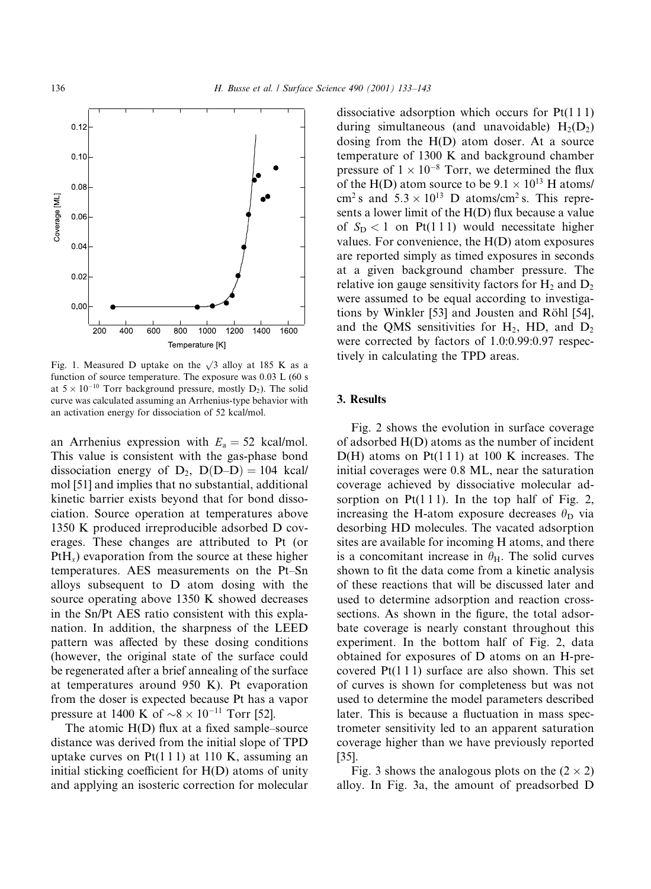Fig. 1. Measured D uptake on the $\sqrt{3}$ alloy at 185 K as a function of source temperature. The exposure was 0.03 L (60 s at $5 \times 10^{-10}$ Torr background pressure, mostly $D_2$). The solid curve was calculated assuming an Arrhenius-type behavior with an activation energy for dissociation of 52 kcal/mol.

an Arrhenius expression with $E_a = 52$ kcal/mol. This value is consistent with the gas-phase bond dissociation energy of $D_2$, D(D–D) = 104 kcal/mol [51] and implies that no substantial, additional kinetic barrier exists beyond that for bond dissociation. Source operation at temperatures above 1350 K produced irreproducible adsorbed D coverages. These changes are attributed to Pt (or $PtH_x$) evaporation from the source at these higher temperatures. AES measurements on the Pt–Sn alloys subsequent to D atom dosing with the source operating above 1350 K showed decreases in the Sn/Pt AES ratio consistent with this explanation. In addition, the sharpness of the LEED pattern was affected by these dosing conditions (however, the original state of the surface could be regenerated after a brief annealing of the surface at temperatures around 950 K). Pt evaporation from the doser is expected because Pt has a vapor pressure at 1400 K of $\sim 8 \times 10^{-11}$ Torr [52].

The atomic H(D) flux at a fixed sample–source distance was derived from the initial slope of TPD uptake curves on Pt(1 1 1) at 110 K, assuming an initial sticking coefficient for H(D) atoms of unity and applying an isosteric correction for molecular dissociative adsorption which occurs for Pt(1 1 1) during simultaneous (and unavoidable) $H_2(D_2)$ dosing from the H(D) atom doser. At a source temperature of 1300 K and background chamber pressure of $1 \times 10^{-8}$ Torr, we determined the flux of the H(D) atom source to be $9.1 \times 10^{13}$ H atoms/cm$^2$ s and $5.3 \times 10^{13}$ D atoms/cm$^2$ s. This represents a lower limit of the H(D) flux because a value of $S_D < 1$ on Pt(1 1 1) would necessitate higher values. For convenience, the H(D) atom exposures are reported simply as timed exposures in seconds at a given background chamber pressure. The relative ion gauge sensitivity factors for $H_2$ and $D_2$ were assumed to be equal according to investigations by Winkler [53] and Jousten and Röhl [54], and the QMS sensitivities for $H_2$, HD, and $D_2$ were corrected by factors of 1.0:0.99:0.97 respectively in calculating the TPD areas.

## 3. Results

Fig. 2 shows the evolution in surface coverage of adsorbed H(D) atoms as the number of incident D(H) atoms on Pt(1 1 1) at 100 K increases. The initial coverages were 0.8 ML, near the saturation coverage achieved by dissociative molecular adsorption on Pt(1 1 1). In the top half of Fig. 2, increasing the H-atom exposure decreases $\theta_D$ via desorbing HD molecules. The vacated adsorption sites are available for incoming H atoms, and there is a concomitant increase in $\theta_H$. The solid curves shown to fit the data come from a kinetic analysis of these reactions that will be discussed later and used to determine adsorption and reaction cross-sections. As shown in the figure, the total adsorbate coverage is nearly constant throughout this experiment. In the bottom half of Fig. 2, data obtained for exposures of D atoms on an H-precovered Pt(1 1 1) surface are also shown. This set of curves is shown for completeness but was not used to determine the model parameters described later. This is because a fluctuation in mass spectrometer sensitivity led to an apparent saturation coverage higher than we have previously reported [35].

Fig. 3 shows the analogous plots on the (2 × 2) alloy. In Fig. 3a, the amount of preadsorbed D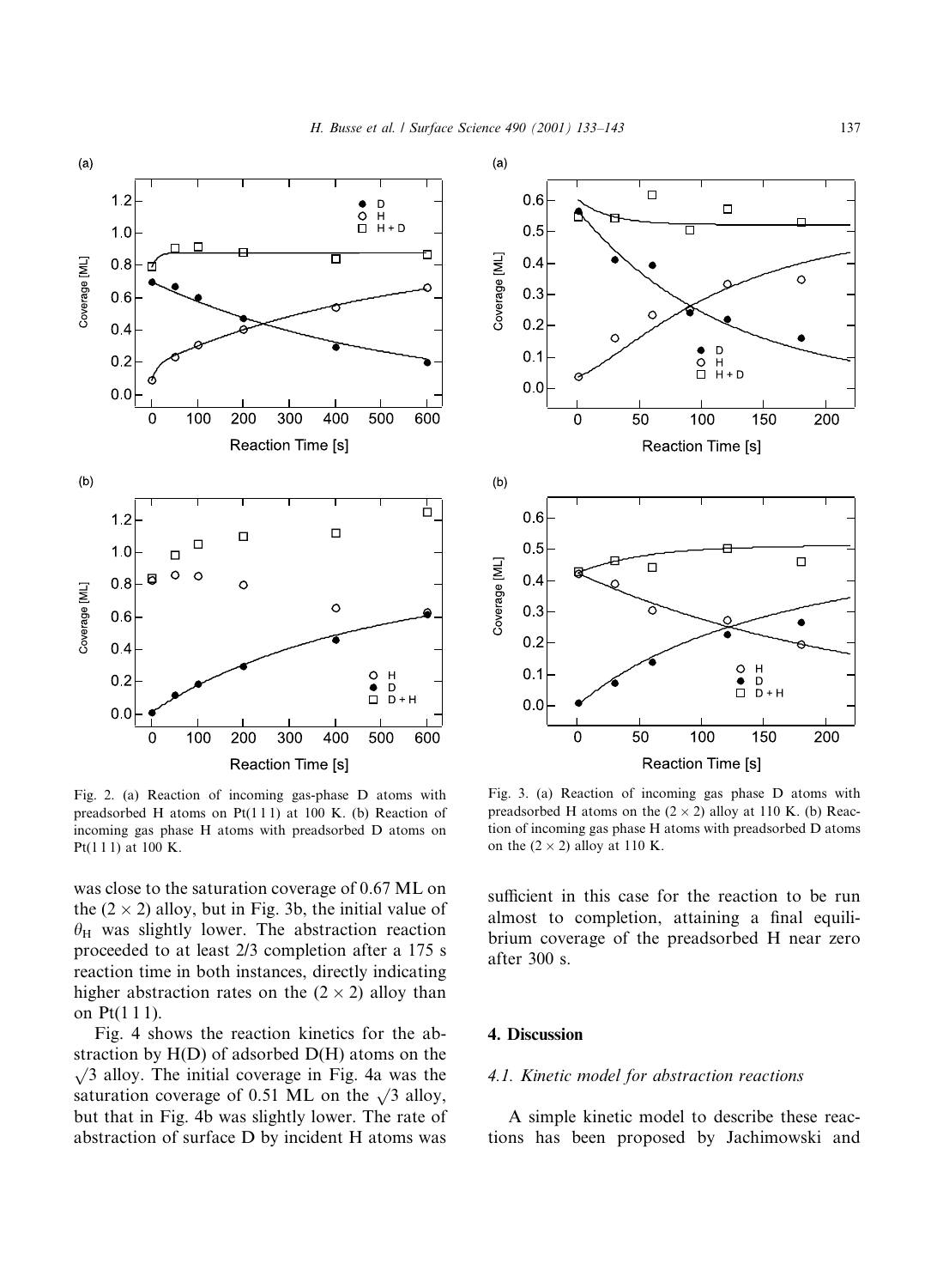Fig. 2. (a) Reaction of incoming gas-phase D atoms with preadsorbed H atoms on Pt(1 1 1) at 100 K. (b) Reaction of incoming gas phase H atoms with preadsorbed D atoms on Pt(1 1 1) at 100 K.

Fig. 3. (a) Reaction of incoming gas phase D atoms with preadsorbed H atoms on the $(2 \times 2)$ alloy at 110 K. (b) Reaction of incoming gas phase H atoms with preadsorbed D atoms on the $(2 \times 2)$ alloy at 110 K.

was close to the saturation coverage of 0.67 ML on the $(2 \times 2)$ alloy, but in Fig. 3b, the initial value of $\theta_H$ was slightly lower. The abstraction reaction proceeded to at least 2/3 completion after a 175 s reaction time in both instances, directly indicating higher abstraction rates on the $(2 \times 2)$ alloy than on Pt(1 1 1).

Fig. 4 shows the reaction kinetics for the abstraction by H(D) of adsorbed D(H) atoms on the $\sqrt{3}$ alloy. The initial coverage in Fig. 4a was the saturation coverage of 0.51 ML on the $\sqrt{3}$ alloy, but that in Fig. 4b was slightly lower. The rate of abstraction of surface D by incident H atoms was sufficient in this case for the reaction to be run almost to completion, attaining a final equilibrium coverage of the preadsorbed H near zero after 300 s.

## 4. Discussion

### 4.1. Kinetic model for abstraction reactions

A simple kinetic model to describe these reactions has been proposed by Jachimowski and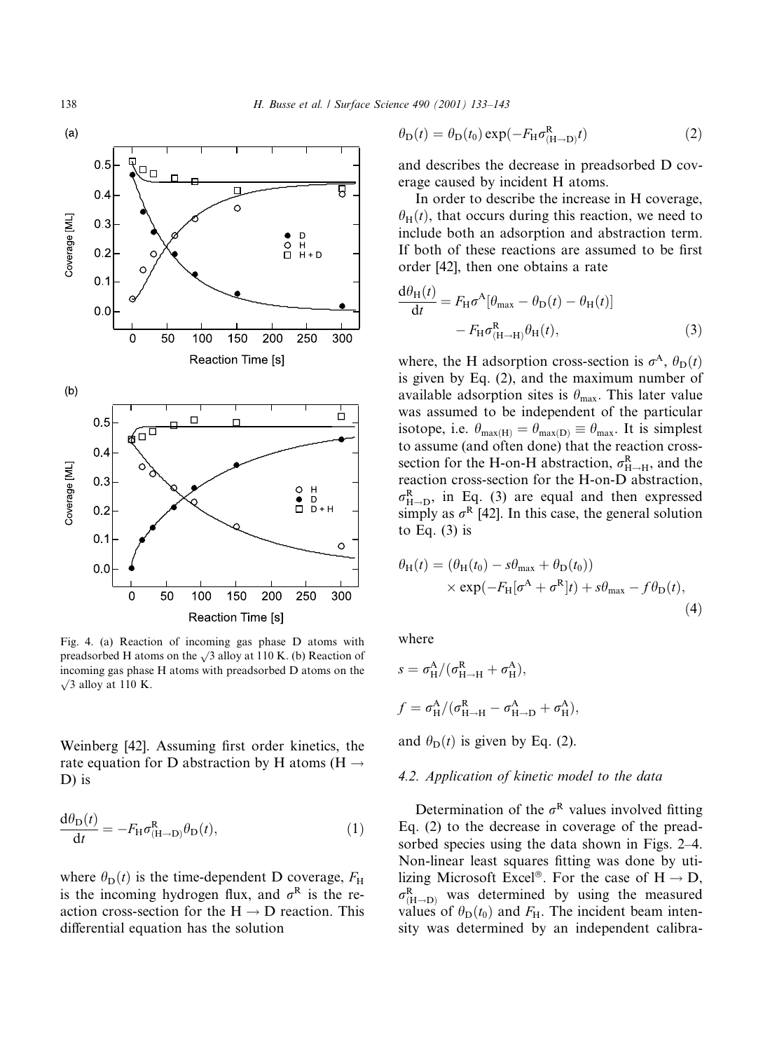Fig. 4. (a) Reaction of incoming gas phase D atoms with preadsorbed H atoms on the $\sqrt{3}$ alloy at 110 K. (b) Reaction of incoming gas phase H atoms with preadsorbed D atoms on the $\sqrt{3}$ alloy at 110 K.

Weinberg [42]. Assuming first order kinetics, the rate equation for D abstraction by H atoms ($\mathrm{H} \rightarrow \mathrm{D}$) is

$$\frac{\mathrm{d}\theta_{\mathrm{D}}(t)}{\mathrm{d}t} = -F_{\mathrm{H}}\sigma^{\mathrm{R}}_{(\mathrm{H}\rightarrow\mathrm{D})}\theta_{\mathrm{D}}(t), \tag{1}$$

where $\theta_{\mathrm{D}}(t)$ is the time-dependent D coverage, $F_{\mathrm{H}}$ is the incoming hydrogen flux, and $\sigma^{\mathrm{R}}$ is the reaction cross-section for the $\mathrm{H} \rightarrow \mathrm{D}$ reaction. This differential equation has the solution

$$\theta_{\mathrm{D}}(t) = \theta_{\mathrm{D}}(t_0)\exp(-F_{\mathrm{H}}\sigma^{\mathrm{R}}_{(\mathrm{H}\rightarrow\mathrm{D})}t) \tag{2}$$

and describes the decrease in preadsorbed D coverage caused by incident H atoms.

In order to describe the increase in H coverage, $\theta_{\mathrm{H}}(t)$, that occurs during this reaction, we need to include both an adsorption and abstraction term. If both of these reactions are assumed to be first order [42], then one obtains a rate

$$\frac{\mathrm{d}\theta_{\mathrm{H}}(t)}{\mathrm{d}t} = F_{\mathrm{H}}\sigma^{\mathrm{A}}[\theta_{\max} - \theta_{\mathrm{D}}(t) - \theta_{\mathrm{H}}(t)] - F_{\mathrm{H}}\sigma^{\mathrm{R}}_{(\mathrm{H}\rightarrow\mathrm{H})}\theta_{\mathrm{H}}(t), \tag{3}$$

where, the H adsorption cross-section is $\sigma^{\mathrm{A}}$, $\theta_{\mathrm{D}}(t)$ is given by Eq. (2), and the maximum number of available adsorption sites is $\theta_{\max}$. This later value was assumed to be independent of the particular isotope, i.e. $\theta_{\max(\mathrm{H})} = \theta_{\max(\mathrm{D})} \equiv \theta_{\max}$. It is simplest to assume (and often done) that the reaction cross-section for the H-on-H abstraction, $\sigma^{\mathrm{R}}_{\mathrm{H}\rightarrow\mathrm{H}}$, and the reaction cross-section for the H-on-D abstraction, $\sigma^{\mathrm{R}}_{\mathrm{H}\rightarrow\mathrm{D}}$, in Eq. (3) are equal and then expressed simply as $\sigma^{\mathrm{R}}$ [42]. In this case, the general solution to Eq. (3) is

$$\theta_{\mathrm{H}}(t) = (\theta_{\mathrm{H}}(t_0) - s\theta_{\max} + \theta_{\mathrm{D}}(t_0)) \times \exp(-F_{\mathrm{H}}[\sigma^{\mathrm{A}} + \sigma^{\mathrm{R}}]t) + s\theta_{\max} - f\theta_{\mathrm{D}}(t), \tag{4}$$

where

$$s = \sigma^{\mathrm{A}}_{\mathrm{H}}/(\sigma^{\mathrm{R}}_{\mathrm{H}\rightarrow\mathrm{H}} + \sigma^{\mathrm{A}}_{\mathrm{H}}),$$

$$f = \sigma^{\mathrm{A}}_{\mathrm{H}}/(\sigma^{\mathrm{R}}_{\mathrm{H}\rightarrow\mathrm{H}} - \sigma^{\mathrm{A}}_{\mathrm{H}\rightarrow\mathrm{D}} + \sigma^{\mathrm{A}}_{\mathrm{H}}),$$

and $\theta_{\mathrm{D}}(t)$ is given by Eq. (2).

### 4.2. Application of kinetic model to the data

Determination of the $\sigma^{\mathrm{R}}$ values involved fitting Eq. (2) to the decrease in coverage of the preadsorbed species using the data shown in Figs. 2–4. Non-linear least squares fitting was done by utilizing Microsoft Excel®. For the case of $\mathrm{H} \rightarrow \mathrm{D}$, $\sigma^{\mathrm{R}}_{(\mathrm{H}\rightarrow\mathrm{D})}$ was determined by using the measured values of $\theta_{\mathrm{D}}(t_0)$ and $F_{\mathrm{H}}$. The incident beam intensity was determined by an independent calibra-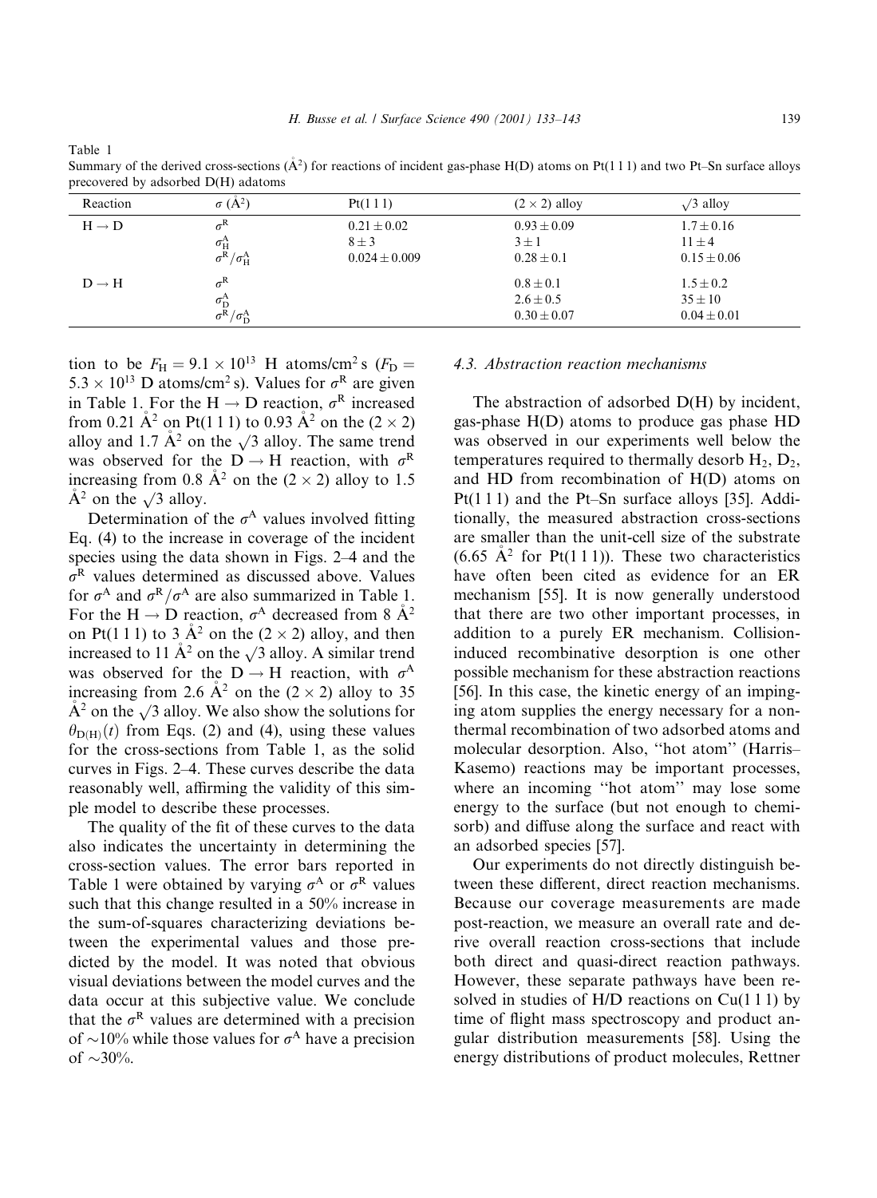Table 1
Summary of the derived cross-sections (Å$^2$) for reactions of incident gas-phase H(D) atoms on Pt(1 1 1) and two Pt–Sn surface alloys precovered by adsorbed D(H) adatoms

| Reaction | $\sigma$ (Å$^2$) | Pt(1 1 1) | $(2 \times 2)$ alloy | $\sqrt{3}$ alloy |
|---|---|---|---|---|
| H → D | $\sigma^R$ | $0.21 \pm 0.02$ | $0.93 \pm 0.09$ | $1.7 \pm 0.16$ |
| | $\sigma_H^A$ | $8 \pm 3$ | $3 \pm 1$ | $11 \pm 4$ |
| | $\sigma^R/\sigma_H^A$ | $0.024 \pm 0.009$ | $0.28 \pm 0.1$ | $0.15 \pm 0.06$ |
| D → H | $\sigma^R$ | | $0.8 \pm 0.1$ | $1.5 \pm 0.2$ |
| | $\sigma_D^A$ | | $2.6 \pm 0.5$ | $35 \pm 10$ |
| | $\sigma^R/\sigma_D^A$ | | $0.30 \pm 0.07$ | $0.04 \pm 0.01$ |

tion to be $F_H = 9.1 \times 10^{13}$ H atoms/cm$^2$ s ($F_D = 5.3 \times 10^{13}$ D atoms/cm$^2$ s). Values for $\sigma^R$ are given in Table 1. For the H → D reaction, $\sigma^R$ increased from 0.21 Å$^2$ on Pt(1 1 1) to 0.93 Å$^2$ on the $(2 \times 2)$ alloy and 1.7 Å$^2$ on the $\sqrt{3}$ alloy. The same trend was observed for the D → H reaction, with $\sigma^R$ increasing from 0.8 Å$^2$ on the $(2 \times 2)$ alloy to 1.5 Å$^2$ on the $\sqrt{3}$ alloy.

Determination of the $\sigma^A$ values involved fitting Eq. (4) to the increase in coverage of the incident species using the data shown in Figs. 2–4 and the $\sigma^R$ values determined as discussed above. Values for $\sigma^A$ and $\sigma^R/\sigma^A$ are also summarized in Table 1. For the H → D reaction, $\sigma^A$ decreased from 8 Å$^2$ on Pt(1 1 1) to 3 Å$^2$ on the $(2 \times 2)$ alloy, and then increased to 11 Å$^2$ on the $\sqrt{3}$ alloy. A similar trend was observed for the D → H reaction, with $\sigma^A$ increasing from 2.6 Å$^2$ on the $(2 \times 2)$ alloy to 35 Å$^2$ on the $\sqrt{3}$ alloy. We also show the solutions for $\theta_{D(H)}(t)$ from Eqs. (2) and (4), using these values for the cross-sections from Table 1, as the solid curves in Figs. 2–4. These curves describe the data reasonably well, affirming the validity of this simple model to describe these processes.

The quality of the fit of these curves to the data also indicates the uncertainty in determining the cross-section values. The error bars reported in Table 1 were obtained by varying $\sigma^A$ or $\sigma^R$ values such that this change resulted in a 50% increase in the sum-of-squares characterizing deviations between the experimental values and those predicted by the model. It was noted that obvious visual deviations between the model curves and the data occur at this subjective value. We conclude that the $\sigma^R$ values are determined with a precision of ~10% while those values for $\sigma^A$ have a precision of ~30%.

### 4.3. Abstraction reaction mechanisms

The abstraction of adsorbed D(H) by incident, gas-phase H(D) atoms to produce gas phase HD was observed in our experiments well below the temperatures required to thermally desorb $H_2$, $D_2$, and HD from recombination of H(D) atoms on Pt(1 1 1) and the Pt–Sn surface alloys [35]. Additionally, the measured abstraction cross-sections are smaller than the unit-cell size of the substrate (6.65 Å$^2$ for Pt(1 1 1)). These two characteristics have often been cited as evidence for an ER mechanism [55]. It is now generally understood that there are two other important processes, in addition to a purely ER mechanism. Collision-induced recombinative desorption is one other possible mechanism for these abstraction reactions [56]. In this case, the kinetic energy of an impinging atom supplies the energy necessary for a non-thermal recombination of two adsorbed atoms and molecular desorption. Also, "hot atom" (Harris–Kasemo) reactions may be important processes, where an incoming "hot atom" may lose some energy to the surface (but not enough to chemisorb) and diffuse along the surface and react with an adsorbed species [57].

Our experiments do not directly distinguish between these different, direct reaction mechanisms. Because our coverage measurements are made post-reaction, we measure an overall rate and derive overall reaction cross-sections that include both direct and quasi-direct reaction pathways. However, these separate pathways have been resolved in studies of H/D reactions on Cu(1 1 1) by time of flight mass spectroscopy and product angular distribution measurements [58]. Using the energy distributions of product molecules, Rettner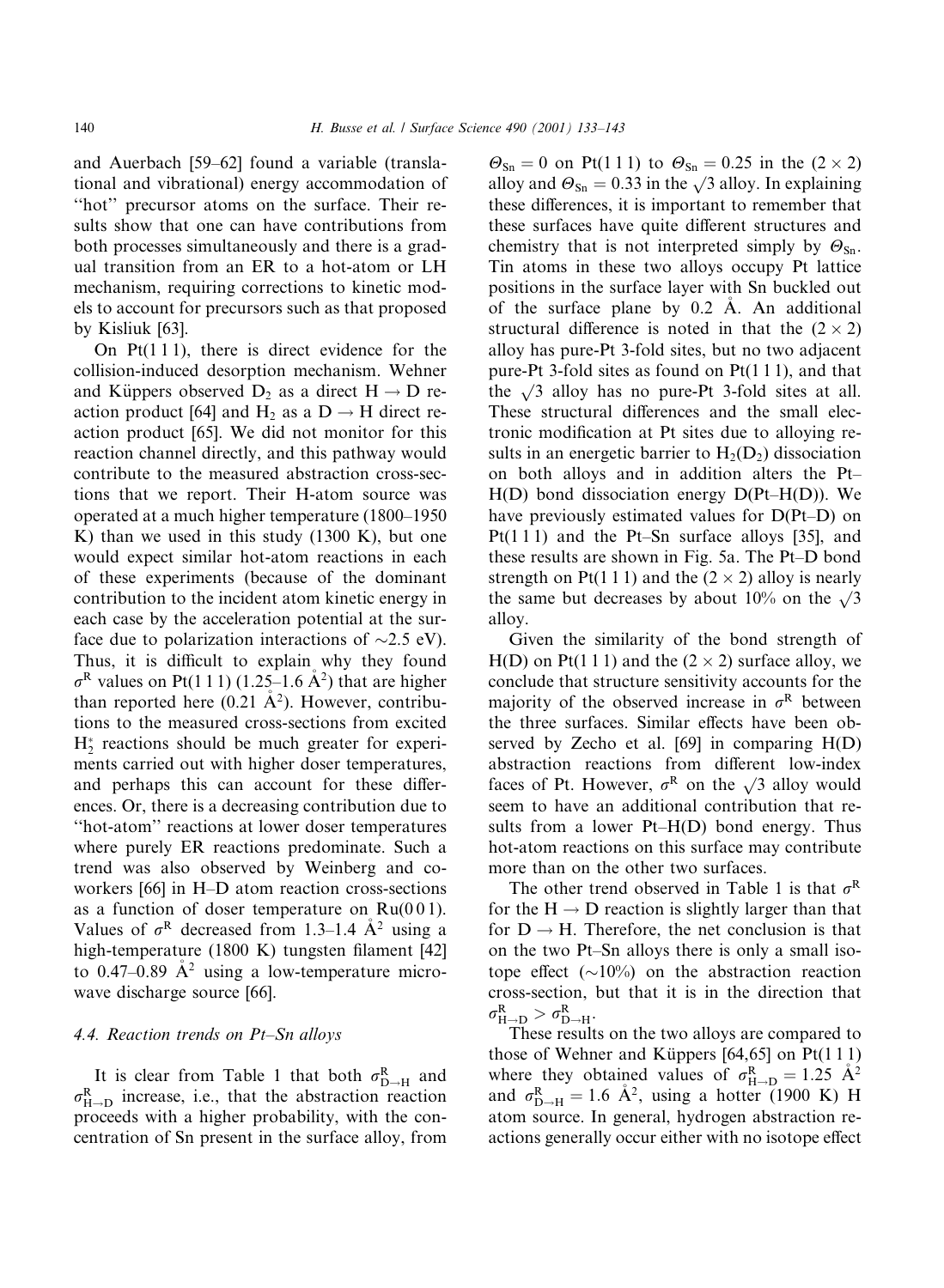and Auerbach [59–62] found a variable (translational and vibrational) energy accommodation of "hot" precursor atoms on the surface. Their results show that one can have contributions from both processes simultaneously and there is a gradual transition from an ER to a hot-atom or LH mechanism, requiring corrections to kinetic models to account for precursors such as that proposed by Kisliuk [63].

On Pt(1 1 1), there is direct evidence for the collision-induced desorption mechanism. Wehner and Küppers observed $D_2$ as a direct $H \rightarrow D$ reaction product [64] and $H_2$ as a $D \rightarrow H$ direct reaction product [65]. We did not monitor for this reaction channel directly, and this pathway would contribute to the measured abstraction cross-sections that we report. Their H-atom source was operated at a much higher temperature (1800–1950 K) than we used in this study (1300 K), but one would expect similar hot-atom reactions in each of these experiments (because of the dominant contribution to the incident atom kinetic energy in each case by the acceleration potential at the surface due to polarization interactions of ~2.5 eV). Thus, it is difficult to explain why they found $\sigma^R$ values on Pt(1 1 1) (1.25–1.6 Å$^2$) that are higher than reported here (0.21 Å$^2$). However, contributions to the measured cross-sections from excited $H_2^*$ reactions should be much greater for experiments carried out with higher doser temperatures, and perhaps this can account for these differences. Or, there is a decreasing contribution due to "hot-atom" reactions at lower doser temperatures where purely ER reactions predominate. Such a trend was also observed by Weinberg and coworkers [66] in H–D atom reaction cross-sections as a function of doser temperature on Ru(0 0 1). Values of $\sigma^R$ decreased from 1.3–1.4 Å$^2$ using a high-temperature (1800 K) tungsten filament [42] to 0.47–0.89 Å$^2$ using a low-temperature microwave discharge source [66].

### 4.4. Reaction trends on Pt–Sn alloys

It is clear from Table 1 that both $\sigma^R_{D\rightarrow H}$ and $\sigma^R_{H\rightarrow D}$ increase, i.e., that the abstraction reaction proceeds with a higher probability, with the concentration of Sn present in the surface alloy, from $\Theta_{Sn} = 0$ on Pt(1 1 1) to $\Theta_{Sn} = 0.25$ in the $(2 \times 2)$ alloy and $\Theta_{Sn} = 0.33$ in the $\sqrt{3}$ alloy. In explaining these differences, it is important to remember that these surfaces have quite different structures and chemistry that is not interpreted simply by $\Theta_{Sn}$. Tin atoms in these two alloys occupy Pt lattice positions in the surface layer with Sn buckled out of the surface plane by 0.2 Å. An additional structural difference is noted in that the $(2 \times 2)$ alloy has pure-Pt 3-fold sites, but no two adjacent pure-Pt 3-fold sites as found on Pt(1 1 1), and that the $\sqrt{3}$ alloy has no pure-Pt 3-fold sites at all. These structural differences and the small electronic modification at Pt sites due to alloying results in an energetic barrier to $H_2(D_2)$ dissociation on both alloys and in addition alters the Pt–H(D) bond dissociation energy D(Pt–H(D)). We have previously estimated values for D(Pt–D) on Pt(1 1 1) and the Pt–Sn surface alloys [35], and these results are shown in Fig. 5a. The Pt–D bond strength on Pt(1 1 1) and the $(2 \times 2)$ alloy is nearly the same but decreases by about 10% on the $\sqrt{3}$ alloy.

Given the similarity of the bond strength of H(D) on Pt(1 1 1) and the $(2 \times 2)$ surface alloy, we conclude that structure sensitivity accounts for the majority of the observed increase in $\sigma^R$ between the three surfaces. Similar effects have been observed by Zecho et al. [69] in comparing H(D) abstraction reactions from different low-index faces of Pt. However, $\sigma^R$ on the $\sqrt{3}$ alloy would seem to have an additional contribution that results from a lower Pt–H(D) bond energy. Thus hot-atom reactions on this surface may contribute more than on the other two surfaces.

The other trend observed in Table 1 is that $\sigma^R$ for the $H \rightarrow D$ reaction is slightly larger than that for $D \rightarrow H$. Therefore, the net conclusion is that on the two Pt–Sn alloys there is only a small isotope effect (~10%) on the abstraction reaction cross-section, but that it is in the direction that $\sigma^R_{H\rightarrow D} > \sigma^R_{D\rightarrow H}$.

These results on the two alloys are compared to those of Wehner and Küppers [64,65] on Pt(1 1 1) where they obtained values of $\sigma^R_{H\rightarrow D} = 1.25$ Å$^2$ and $\sigma^R_{D\rightarrow H} = 1.6$ Å$^2$, using a hotter (1900 K) H atom source. In general, hydrogen abstraction reactions generally occur either with no isotope effect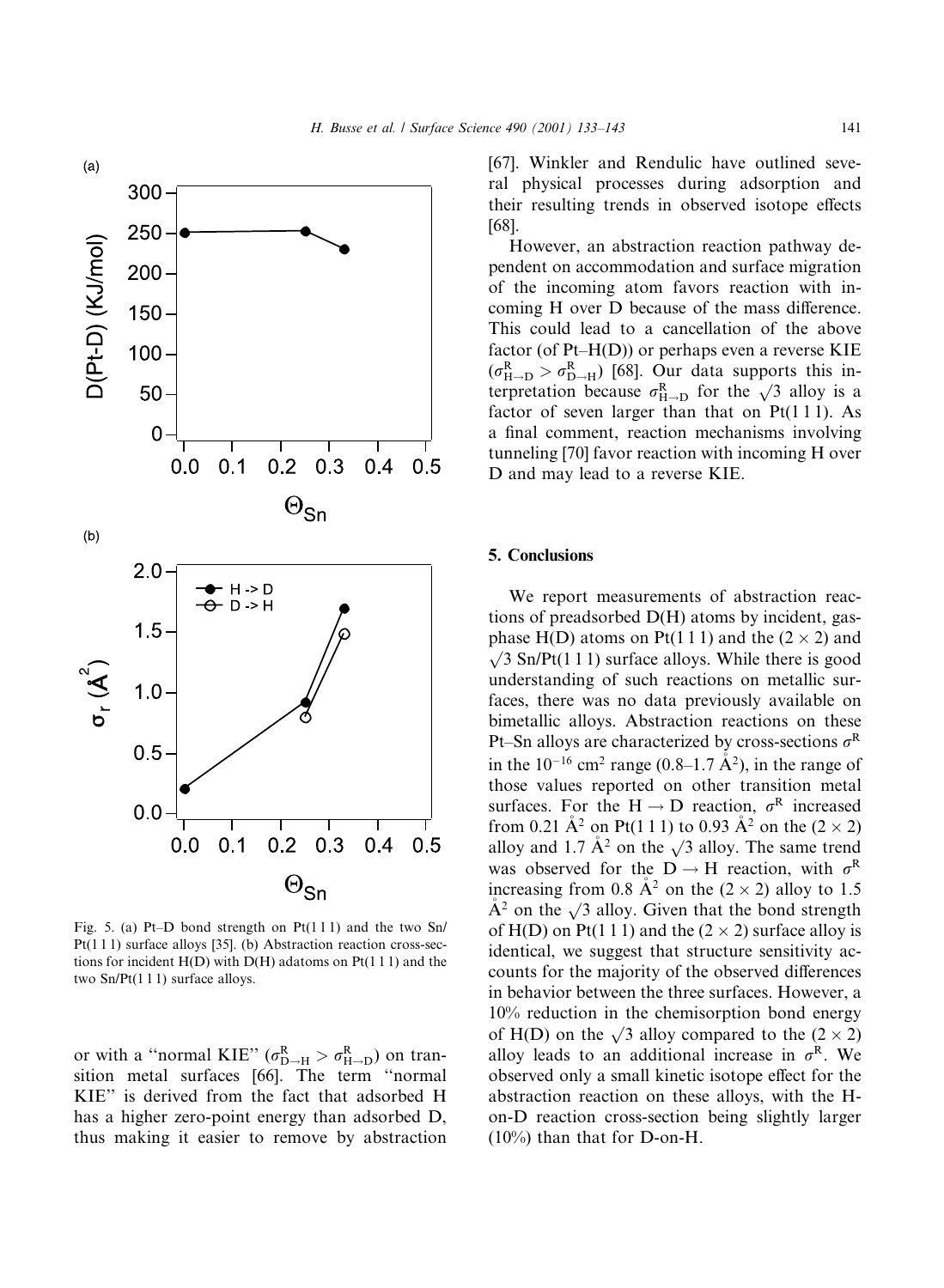Fig. 5. (a) Pt–D bond strength on Pt(1 1 1) and the two Sn/Pt(1 1 1) surface alloys [35]. (b) Abstraction reaction cross-sections for incident H(D) with D(H) adatoms on Pt(1 1 1) and the two Sn/Pt(1 1 1) surface alloys.

or with a "normal KIE" ($\sigma^{R}_{D\rightarrow H} > \sigma^{R}_{H\rightarrow D}$) on transition metal surfaces [66]. The term "normal KIE" is derived from the fact that adsorbed H has a higher zero-point energy than adsorbed D, thus making it easier to remove by abstraction [67]. Winkler and Rendulic have outlined several physical processes during adsorption and their resulting trends in observed isotope effects [68].

However, an abstraction reaction pathway dependent on accommodation and surface migration of the incoming atom favors reaction with incoming H over D because of the mass difference. This could lead to a cancellation of the above factor (of Pt–H(D)) or perhaps even a reverse KIE ($\sigma^{R}_{H\rightarrow D} > \sigma^{R}_{D\rightarrow H}$) [68]. Our data supports this interpretation because $\sigma^{R}_{H\rightarrow D}$ for the $\sqrt{3}$ alloy is a factor of seven larger than that on Pt(1 1 1). As a final comment, reaction mechanisms involving tunneling [70] favor reaction with incoming H over D and may lead to a reverse KIE.

## 5. Conclusions

We report measurements of abstraction reactions of preadsorbed D(H) atoms by incident, gas-phase H(D) atoms on Pt(1 1 1) and the (2 × 2) and $\sqrt{3}$ Sn/Pt(1 1 1) surface alloys. While there is good understanding of such reactions on metallic surfaces, there was no data previously available on bimetallic alloys. Abstraction reactions on these Pt–Sn alloys are characterized by cross-sections $\sigma^{R}$ in the $10^{-16}$ cm$^2$ range (0.8–1.7 Å$^2$), in the range of those values reported on other transition metal surfaces. For the H → D reaction, $\sigma^{R}$ increased from 0.21 Å$^2$ on Pt(1 1 1) to 0.93 Å$^2$ on the (2 × 2) alloy and 1.7 Å$^2$ on the $\sqrt{3}$ alloy. The same trend was observed for the D → H reaction, with $\sigma^{R}$ increasing from 0.8 Å$^2$ on the (2 × 2) alloy to 1.5 Å$^2$ on the $\sqrt{3}$ alloy. Given that the bond strength of H(D) on Pt(1 1 1) and the (2 × 2) surface alloy is identical, we suggest that structure sensitivity accounts for the majority of the observed differences in behavior between the three surfaces. However, a 10% reduction in the chemisorption bond energy of H(D) on the $\sqrt{3}$ alloy compared to the (2 × 2) alloy leads to an additional increase in $\sigma^{R}$. We observed only a small kinetic isotope effect for the abstraction reaction on these alloys, with the H-on-D reaction cross-section being slightly larger (10%) than that for D-on-H.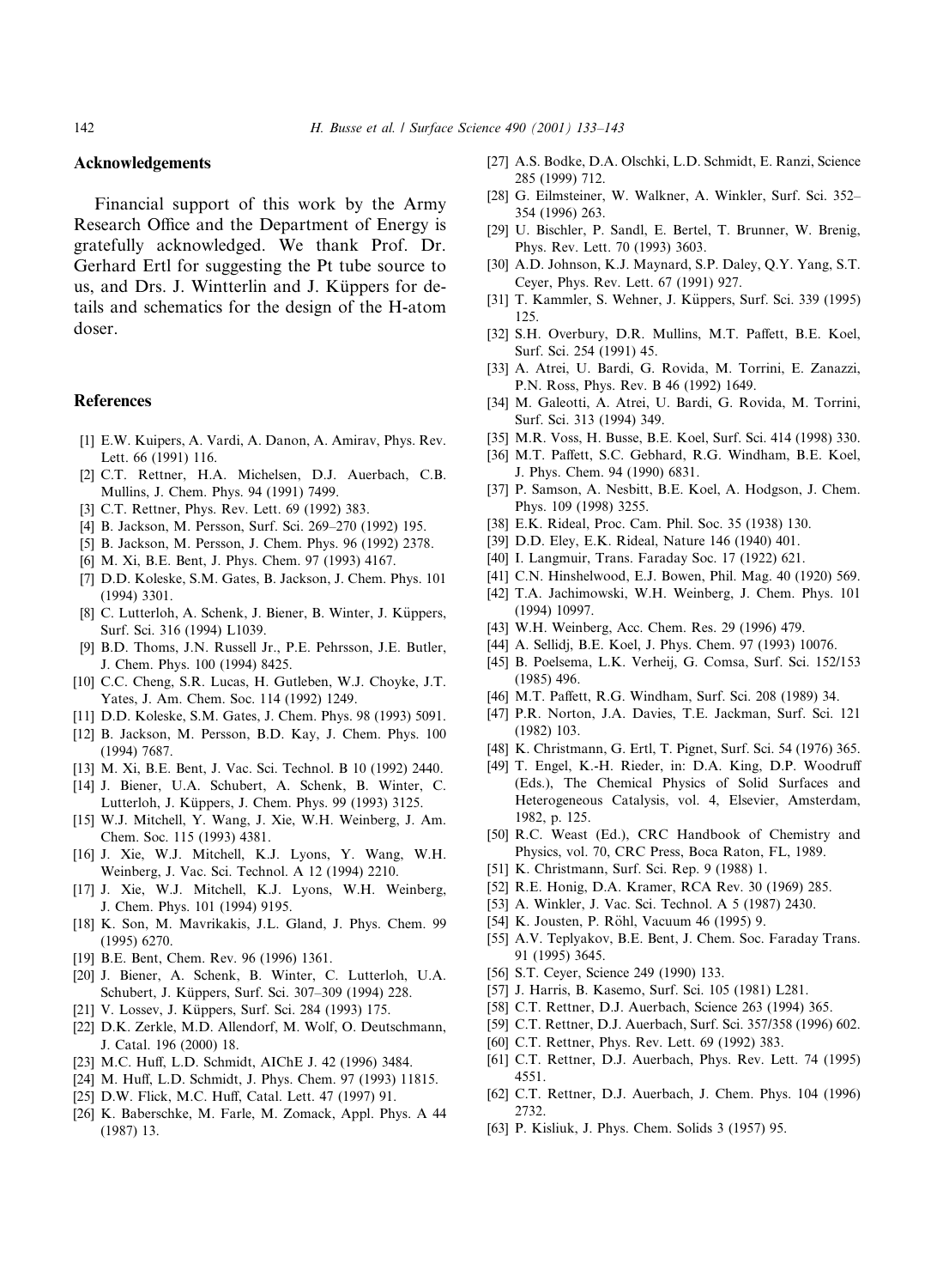## Acknowledgements

Financial support of this work by the Army Research Office and the Department of Energy is gratefully acknowledged. We thank Prof. Dr. Gerhard Ertl for suggesting the Pt tube source to us, and Drs. J. Wintterlin and J. Küppers for details and schematics for the design of the H-atom doser.

## References

[1] E.W. Kuipers, A. Vardi, A. Danon, A. Amirav, Phys. Rev. Lett. 66 (1991) 116.

[2] C.T. Rettner, H.A. Michelsen, D.J. Auerbach, C.B. Mullins, J. Chem. Phys. 94 (1991) 7499.

[3] C.T. Rettner, Phys. Rev. Lett. 69 (1992) 383.

[4] B. Jackson, M. Persson, Surf. Sci. 269–270 (1992) 195.

[5] B. Jackson, M. Persson, J. Chem. Phys. 96 (1992) 2378.

[6] M. Xi, B.E. Bent, J. Phys. Chem. 97 (1993) 4167.

[7] D.D. Koleske, S.M. Gates, B. Jackson, J. Chem. Phys. 101 (1994) 3301.

[8] C. Lutterloh, A. Schenk, J. Biener, B. Winter, J. Küppers, Surf. Sci. 316 (1994) L1039.

[9] B.D. Thoms, J.N. Russell Jr., P.E. Pehrsson, J.E. Butler, J. Chem. Phys. 100 (1994) 8425.

[10] C.C. Cheng, S.R. Lucas, H. Gutleben, W.J. Choyke, J.T. Yates, J. Am. Chem. Soc. 114 (1992) 1249.

[11] D.D. Koleske, S.M. Gates, J. Chem. Phys. 98 (1993) 5091.

[12] B. Jackson, M. Persson, B.D. Kay, J. Chem. Phys. 100 (1994) 7687.

[13] M. Xi, B.E. Bent, J. Vac. Sci. Technol. B 10 (1992) 2440.

[14] J. Biener, U.A. Schubert, A. Schenk, B. Winter, C. Lutterloh, J. Küppers, J. Chem. Phys. 99 (1993) 3125.

[15] W.J. Mitchell, Y. Wang, J. Xie, W.H. Weinberg, J. Am. Chem. Soc. 115 (1993) 4381.

[16] J. Xie, W.J. Mitchell, K.J. Lyons, Y. Wang, W.H. Weinberg, J. Vac. Sci. Technol. A 12 (1994) 2210.

[17] J. Xie, W.J. Mitchell, K.J. Lyons, W.H. Weinberg, J. Chem. Phys. 101 (1994) 9195.

[18] K. Son, M. Mavrikakis, J.L. Gland, J. Phys. Chem. 99 (1995) 6270.

[19] B.E. Bent, Chem. Rev. 96 (1996) 1361.

[20] J. Biener, A. Schenk, B. Winter, C. Lutterloh, U.A. Schubert, J. Küppers, Surf. Sci. 307–309 (1994) 228.

[21] V. Lossev, J. Küppers, Surf. Sci. 284 (1993) 175.

[22] D.K. Zerkle, M.D. Allendorf, M. Wolf, O. Deutschmann, J. Catal. 196 (2000) 18.

[23] M.C. Huff, L.D. Schmidt, AIChE J. 42 (1996) 3484.

[24] M. Huff, L.D. Schmidt, J. Phys. Chem. 97 (1993) 11815.

[25] D.W. Flick, M.C. Huff, Catal. Lett. 47 (1997) 91.

[26] K. Baberschke, M. Farle, M. Zomack, Appl. Phys. A 44 (1987) 13.

[27] A.S. Bodke, D.A. Olschki, L.D. Schmidt, E. Ranzi, Science 285 (1999) 712.

[28] G. Eilmsteiner, W. Walkner, A. Winkler, Surf. Sci. 352–354 (1996) 263.

[29] U. Bischler, P. Sandl, E. Bertel, T. Brunner, W. Brenig, Phys. Rev. Lett. 70 (1993) 3603.

[30] A.D. Johnson, K.J. Maynard, S.P. Daley, Q.Y. Yang, S.T. Ceyer, Phys. Rev. Lett. 67 (1991) 927.

[31] T. Kammler, S. Wehner, J. Küppers, Surf. Sci. 339 (1995) 125.

[32] S.H. Overbury, D.R. Mullins, M.T. Paffett, B.E. Koel, Surf. Sci. 254 (1991) 45.

[33] A. Atrei, U. Bardi, G. Rovida, M. Torrini, E. Zanazzi, P.N. Ross, Phys. Rev. B 46 (1992) 1649.

[34] M. Galeotti, A. Atrei, U. Bardi, G. Rovida, M. Torrini, Surf. Sci. 313 (1994) 349.

[35] M.R. Voss, H. Busse, B.E. Koel, Surf. Sci. 414 (1998) 330.

[36] M.T. Paffett, S.C. Gebhard, R.G. Windham, B.E. Koel, J. Phys. Chem. 94 (1990) 6831.

[37] P. Samson, A. Nesbitt, B.E. Koel, A. Hodgson, J. Chem. Phys. 109 (1998) 3255.

[38] E.K. Rideal, Proc. Cam. Phil. Soc. 35 (1938) 130.

[39] D.D. Eley, E.K. Rideal, Nature 146 (1940) 401.

[40] I. Langmuir, Trans. Faraday Soc. 17 (1922) 621.

[41] C.N. Hinshelwood, E.J. Bowen, Phil. Mag. 40 (1920) 569.

[42] T.A. Jachimowski, W.H. Weinberg, J. Chem. Phys. 101 (1994) 10997.

[43] W.H. Weinberg, Acc. Chem. Res. 29 (1996) 479.

[44] A. Sellidj, B.E. Koel, J. Phys. Chem. 97 (1993) 10076.

[45] B. Poelsema, L.K. Verheij, G. Comsa, Surf. Sci. 152/153 (1985) 496.

[46] M.T. Paffett, R.G. Windham, Surf. Sci. 208 (1989) 34.

[47] P.R. Norton, J.A. Davies, T.E. Jackman, Surf. Sci. 121 (1982) 103.

[48] K. Christmann, G. Ertl, T. Pignet, Surf. Sci. 54 (1976) 365.

[49] T. Engel, K.-H. Rieder, in: D.A. King, D.P. Woodruff (Eds.), The Chemical Physics of Solid Surfaces and Heterogeneous Catalysis, vol. 4, Elsevier, Amsterdam, 1982, p. 125.

[50] R.C. Weast (Ed.), CRC Handbook of Chemistry and Physics, vol. 70, CRC Press, Boca Raton, FL, 1989.

[51] K. Christmann, Surf. Sci. Rep. 9 (1988) 1.

[52] R.E. Honig, D.A. Kramer, RCA Rev. 30 (1969) 285.

[53] A. Winkler, J. Vac. Sci. Technol. A 5 (1987) 2430.

[54] K. Jousten, P. Röhl, Vacuum 46 (1995) 9.

[55] A.V. Teplyakov, B.E. Bent, J. Chem. Soc. Faraday Trans. 91 (1995) 3645.

[56] S.T. Ceyer, Science 249 (1990) 133.

[57] J. Harris, B. Kasemo, Surf. Sci. 105 (1981) L281.

[58] C.T. Rettner, D.J. Auerbach, Science 263 (1994) 365.

[59] C.T. Rettner, D.J. Auerbach, Surf. Sci. 357/358 (1996) 602.

[60] C.T. Rettner, Phys. Rev. Lett. 69 (1992) 383.

[61] C.T. Rettner, D.J. Auerbach, Phys. Rev. Lett. 74 (1995) 4551.

[62] C.T. Rettner, D.J. Auerbach, J. Chem. Phys. 104 (1996) 2732.

[63] P. Kisliuk, J. Phys. Chem. Solids 3 (1957) 95.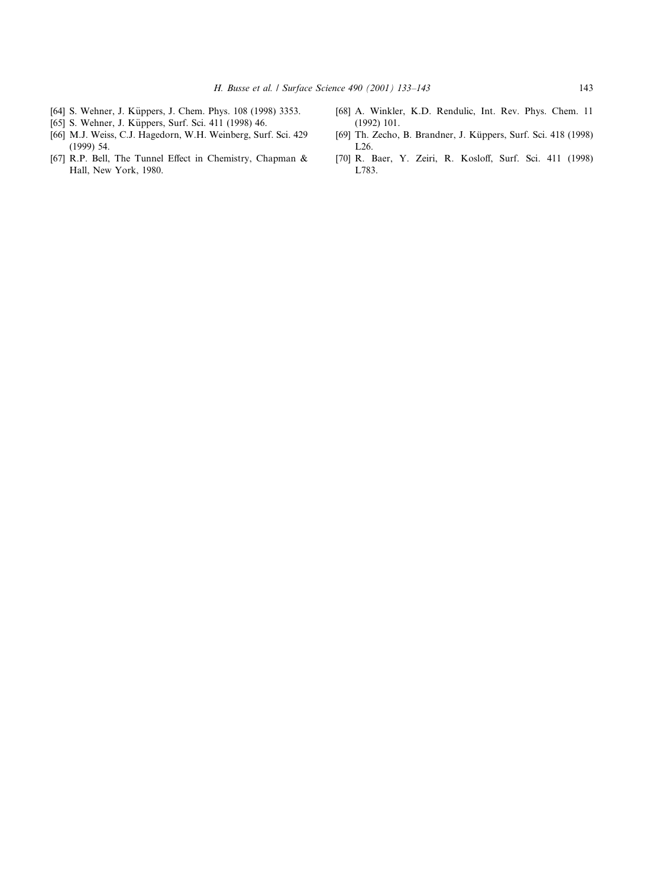[64] S. Wehner, J. Küppers, J. Chem. Phys. 108 (1998) 3353.

[65] S. Wehner, J. Küppers, Surf. Sci. 411 (1998) 46.

[66] M.J. Weiss, C.J. Hagedorn, W.H. Weinberg, Surf. Sci. 429 (1999) 54.

[67] R.P. Bell, The Tunnel Effect in Chemistry, Chapman & Hall, New York, 1980.

[68] A. Winkler, K.D. Rendulic, Int. Rev. Phys. Chem. 11 (1992) 101.

[69] Th. Zecho, B. Brandner, J. Küppers, Surf. Sci. 418 (1998) L26.

[70] R. Baer, Y. Zeiri, R. Kosloff, Surf. Sci. 411 (1998) L783.